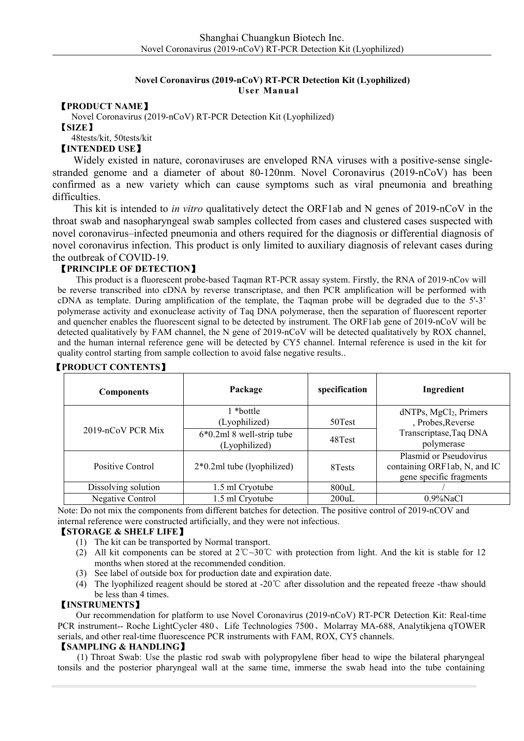**Novel Coronavirus (2019-nCoV) RT-PCR Detection Kit (Lyophilized)**
**User Manual**

【**PRODUCT NAME**】

Novel Coronavirus (2019-nCoV) RT-PCR Detection Kit (Lyophilized)

【**SIZE**】

48tests/kit, 50tests/kit

【**INTENDED USE**】

Widely existed in nature, coronaviruses are enveloped RNA viruses with a positive-sense single-stranded genome and a diameter of about 80-120nm. Novel Coronavirus (2019-nCoV) has been confirmed as a new variety which can cause symptoms such as viral pneumonia and breathing difficulties.

This kit is intended to *in vitro* qualitatively detect the ORF1ab and N genes of 2019-nCoV in the throat swab and nasopharyngeal swab samples collected from cases and clustered cases suspected with novel coronavirus–infected pneumonia and others required for the diagnosis or differential diagnosis of novel coronavirus infection. This product is only limited to auxiliary diagnosis of relevant cases during the outbreak of COVID-19.

【**PRINCIPLE OF DETECTION**】

This product is a fluorescent probe-based Taqman RT-PCR assay system. Firstly, the RNA of 2019-nCov will be reverse transcribed into cDNA by reverse transcriptase, and then PCR amplification will be performed with cDNA as template. During amplification of the template, the Taqman probe will be degraded due to the 5'-3' polymerase activity and exonuclease activity of Taq DNA polymerase, then the separation of fluorescent reporter and quencher enables the fluorescent signal to be detected by instrument. The ORF1ab gene of 2019-nCoV will be detected qualitatively by FAM channel, the N gene of 2019-nCoV will be detected qualitatively by ROX channel, and the human internal reference gene will be detected by CY5 channel. Internal reference is used in the kit for quality control starting from sample collection to avoid false negative results..

【**PRODUCT CONTENTS**】

| Components | Package | specification | Ingredient |
|---|---|---|---|
| 2019-nCoV PCR Mix | 1 *bottle (Lyophilized) | 50Test | dNTPs, $MgCl_2$, Primers , Probes,Reverse Transcriptase,Taq DNA polymerase |
| | 6*0.2ml 8 well-strip tube (Lyophilized) | 48Test | |
| Positive Control | 2*0.2ml tube (lyophilized) | 8Tests | Plasmid or Pseudovirus containing ORF1ab, N, and IC gene specific fragments |
| Dissolving solution | 1.5 ml Cryotube | 800uL | / |
| Negative Control | 1.5 ml Cryotube | 200uL | 0.9%NaCl |

Note: Do not mix the components from different batches for detection. The positive control of 2019-nCOV and internal reference were constructed artificially, and they were not infectious.

【**STORAGE & SHELF LIFE**】

(1) The kit can be transported by Normal transport.
(2) All kit components can be stored at 2℃~30℃ with protection from light. And the kit is stable for 12 months when stored at the recommended condition.
(3) See label of outside box for production date and expiration date.
(4) The lyophilized reagent should be stored at -20℃ after dissolution and the repeated freeze -thaw should be less than 4 times.

【**INSTRUMENTS**】

Our recommendation for platform to use Novel Coronavirus (2019-nCoV) RT-PCR Detection Kit: Real-time PCR instrument-- Roche LightCycler 480、Life Technologies 7500、Molarray MA-688, Analytikjena qTOWER serials, and other real-time fluorescence PCR instruments with FAM, ROX, CY5 channels.

【**SAMPLING & HANDLING**】

(1) Throat Swab: Use the plastic rod swab with polypropylene fiber head to wipe the bilateral pharyngeal tonsils and the posterior pharyngeal wall at the same time, immerse the swab head into the tube containing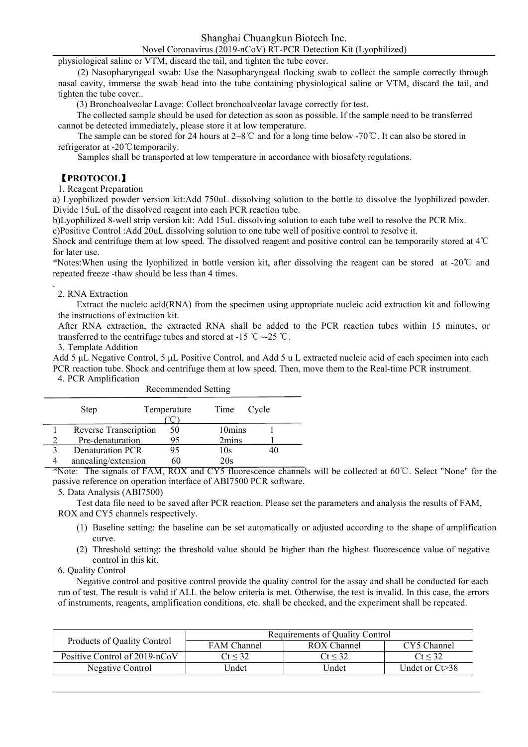physiological saline or VTM, discard the tail, and tighten the tube cover.

(2) Nasopharyngeal swab: Use the Nasopharyngeal flocking swab to collect the sample correctly through nasal cavity, immerse the swab head into the tube containing physiological saline or VTM, discard the tail, and tighten the tube cover..

(3) Bronchoalveolar Lavage: Collect bronchoalveolar lavage correctly for test.

The collected sample should be used for detection as soon as possible. If the sample need to be transferred cannot be detected immediately, please store it at low temperature.

The sample can be stored for 24 hours at 2~8℃ and for a long time below -70℃. It can also be stored in refrigerator at -20℃temporarily.

Samples shall be transported at low temperature in accordance with biosafety regulations.

## 【PROTOCOL】

1. Reagent Preparation

a) Lyophilized powder version kit:Add 750uL dissolving solution to the bottle to dissolve the lyophilized powder. Divide 15uL of the dissolved reagent into each PCR reaction tube.

b)Lyophilized 8-well strip version kit: Add 15uL dissolving solution to each tube well to resolve the PCR Mix.

c)Positive Control :Add 20uL dissolving solution to one tube well of positive control to resolve it.

Shock and centrifuge them at low speed. The dissolved reagent and positive control can be temporarily stored at 4℃ for later use.

*Notes:When using the lyophilized in bottle version kit, after dissolving the reagent can be stored at -20℃ and repeated freeze -thaw should be less than 4 times.

.

2. RNA Extraction

Extract the nucleic acid(RNA) from the specimen using appropriate nucleic acid extraction kit and following the instructions of extraction kit.

After RNA extraction, the extracted RNA shall be added to the PCR reaction tubes within 15 minutes, or transferred to the centrifuge tubes and stored at -15 ℃~-25 ℃.

3. Template Addition

Add 5 μL Negative Control, 5 μL Positive Control, and Add 5 u L extracted nucleic acid of each specimen into each PCR reaction tube. Shock and centrifuge them at low speed. Then, move them to the Real-time PCR instrument.

4. PCR Amplification

Recommended Setting

| | Step | Temperature (℃) | Time | Cycle |
|---|---|---|---|---|
| 1 | Reverse Transcription | 50 | 10mins | 1 |
| 2 | Pre-denaturation | 95 | 2mins | 1 |
| 3 | Denaturation PCR | 95 | 10s | 40 |
| 4 | annealing/extension | 60 | 20s | |

*Note: The signals of FAM, ROX and CY5 fluorescence channels will be collected at 60℃. Select "None" for the passive reference on operation interface of ABI7500 PCR software.

5. Data Analysis (ABI7500)

Test data file need to be saved after PCR reaction. Please set the parameters and analysis the results of FAM, ROX and CY5 channels respectively.

(1) Baseline setting: the baseline can be set automatically or adjusted according to the shape of amplification curve.

(2) Threshold setting: the threshold value should be higher than the highest fluorescence value of negative control in this kit.

6. Quality Control

Negative control and positive control provide the quality control for the assay and shall be conducted for each run of test. The result is valid if ALL the below criteria is met. Otherwise, the test is invalid. In this case, the errors of instruments, reagents, amplification conditions, etc. shall be checked, and the experiment shall be repeated.

| Products of Quality Control | Requirements of Quality Control | | |
|---|---|---|---|
| | FAM Channel | ROX Channel | CY5 Channel |
| Positive Control of 2019-nCoV | Ct ≤ 32 | Ct ≤ 32 | Ct ≤ 32 |
| Negative Control | Undet | Undet | Undet or Ct>38 |